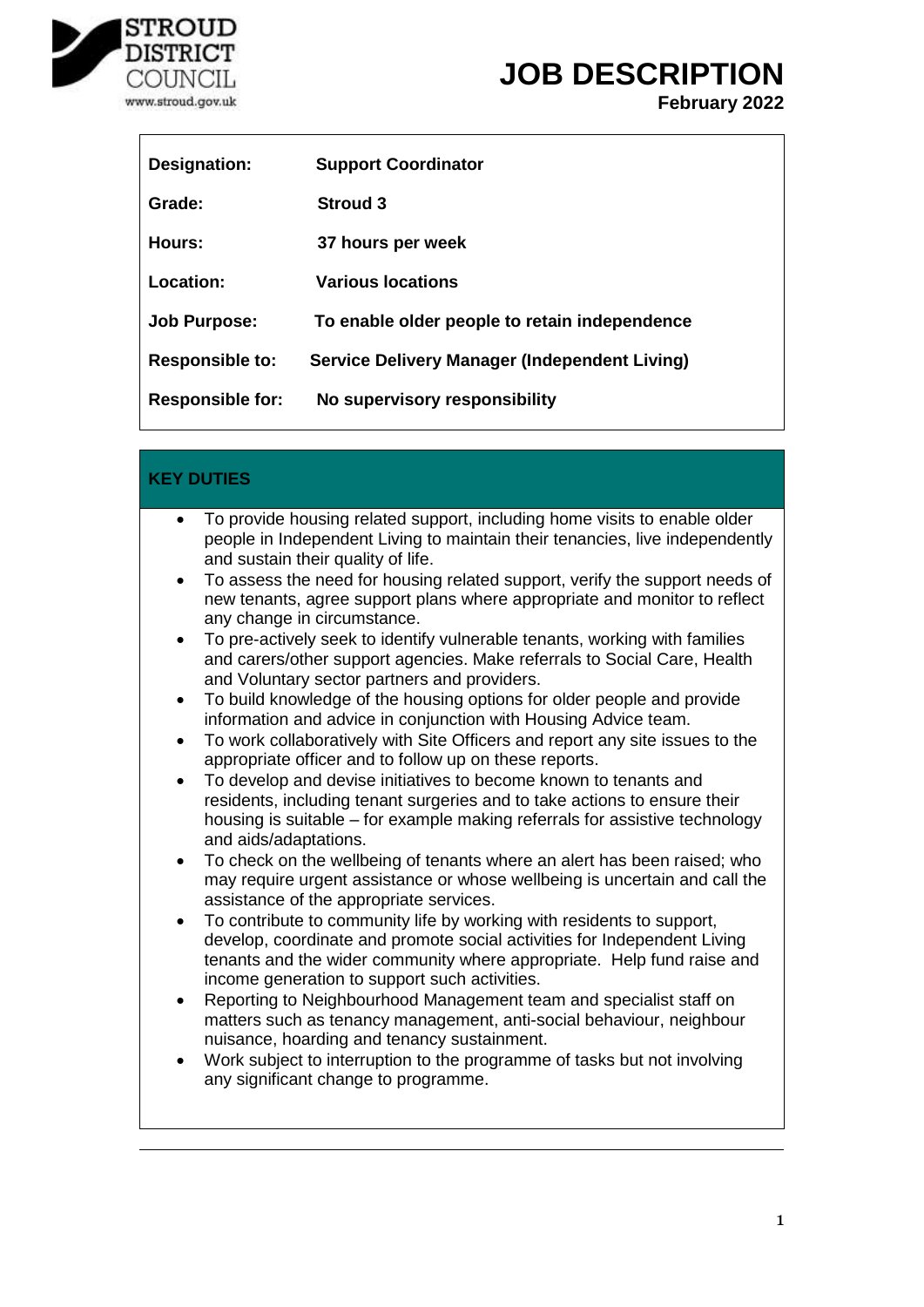STROUD DISTRICT COUNCIL
www.stroud.gov.uk

# JOB DESCRIPTION

**February 2022**

| | |
|---|---|
| **Designation:** | **Support Coordinator** |
| **Grade:** | **Stroud 3** |
| **Hours:** | **37 hours per week** |
| **Location:** | **Various locations** |
| **Job Purpose:** | **To enable older people to retain independence** |
| **Responsible to:** | **Service Delivery Manager (Independent Living)** |
| **Responsible for:** | **No supervisory responsibility** |

## KEY DUTIES

- To provide housing related support, including home visits to enable older people in Independent Living to maintain their tenancies, live independently and sustain their quality of life.
- To assess the need for housing related support, verify the support needs of new tenants, agree support plans where appropriate and monitor to reflect any change in circumstance.
- To pre-actively seek to identify vulnerable tenants, working with families and carers/other support agencies. Make referrals to Social Care, Health and Voluntary sector partners and providers.
- To build knowledge of the housing options for older people and provide information and advice in conjunction with Housing Advice team.
- To work collaboratively with Site Officers and report any site issues to the appropriate officer and to follow up on these reports.
- To develop and devise initiatives to become known to tenants and residents, including tenant surgeries and to take actions to ensure their housing is suitable – for example making referrals for assistive technology and aids/adaptations.
- To check on the wellbeing of tenants where an alert has been raised; who may require urgent assistance or whose wellbeing is uncertain and call the assistance of the appropriate services.
- To contribute to community life by working with residents to support, develop, coordinate and promote social activities for Independent Living tenants and the wider community where appropriate. Help fund raise and income generation to support such activities.
- Reporting to Neighbourhood Management team and specialist staff on matters such as tenancy management, anti-social behaviour, neighbour nuisance, hoarding and tenancy sustainment.
- Work subject to interruption to the programme of tasks but not involving any significant change to programme.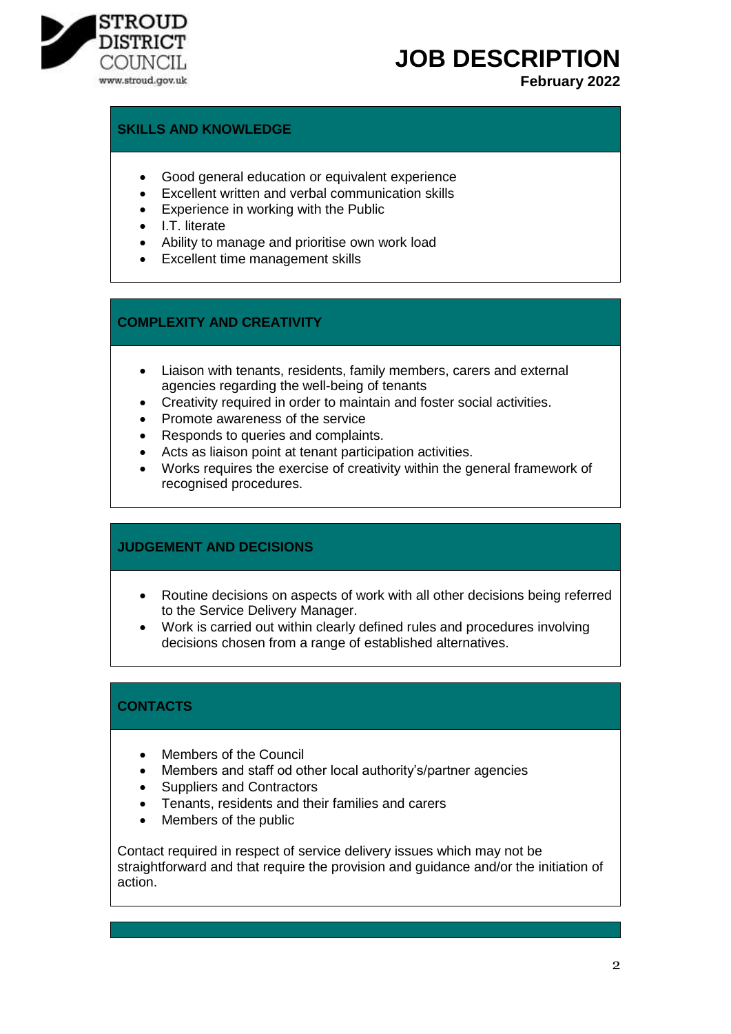## SKILLS AND KNOWLEDGE

- Good general education or equivalent experience
- Excellent written and verbal communication skills
- Experience in working with the Public
- I.T. literate
- Ability to manage and prioritise own work load
- Excellent time management skills

## COMPLEXITY AND CREATIVITY

- Liaison with tenants, residents, family members, carers and external agencies regarding the well-being of tenants
- Creativity required in order to maintain and foster social activities.
- Promote awareness of the service
- Responds to queries and complaints.
- Acts as liaison point at tenant participation activities.
- Works requires the exercise of creativity within the general framework of recognised procedures.

## JUDGEMENT AND DECISIONS

- Routine decisions on aspects of work with all other decisions being referred to the Service Delivery Manager.
- Work is carried out within clearly defined rules and procedures involving decisions chosen from a range of established alternatives.

## CONTACTS

- Members of the Council
- Members and staff od other local authority's/partner agencies
- Suppliers and Contractors
- Tenants, residents and their families and carers
- Members of the public

Contact required in respect of service delivery issues which may not be straightforward and that require the provision and guidance and/or the initiation of action.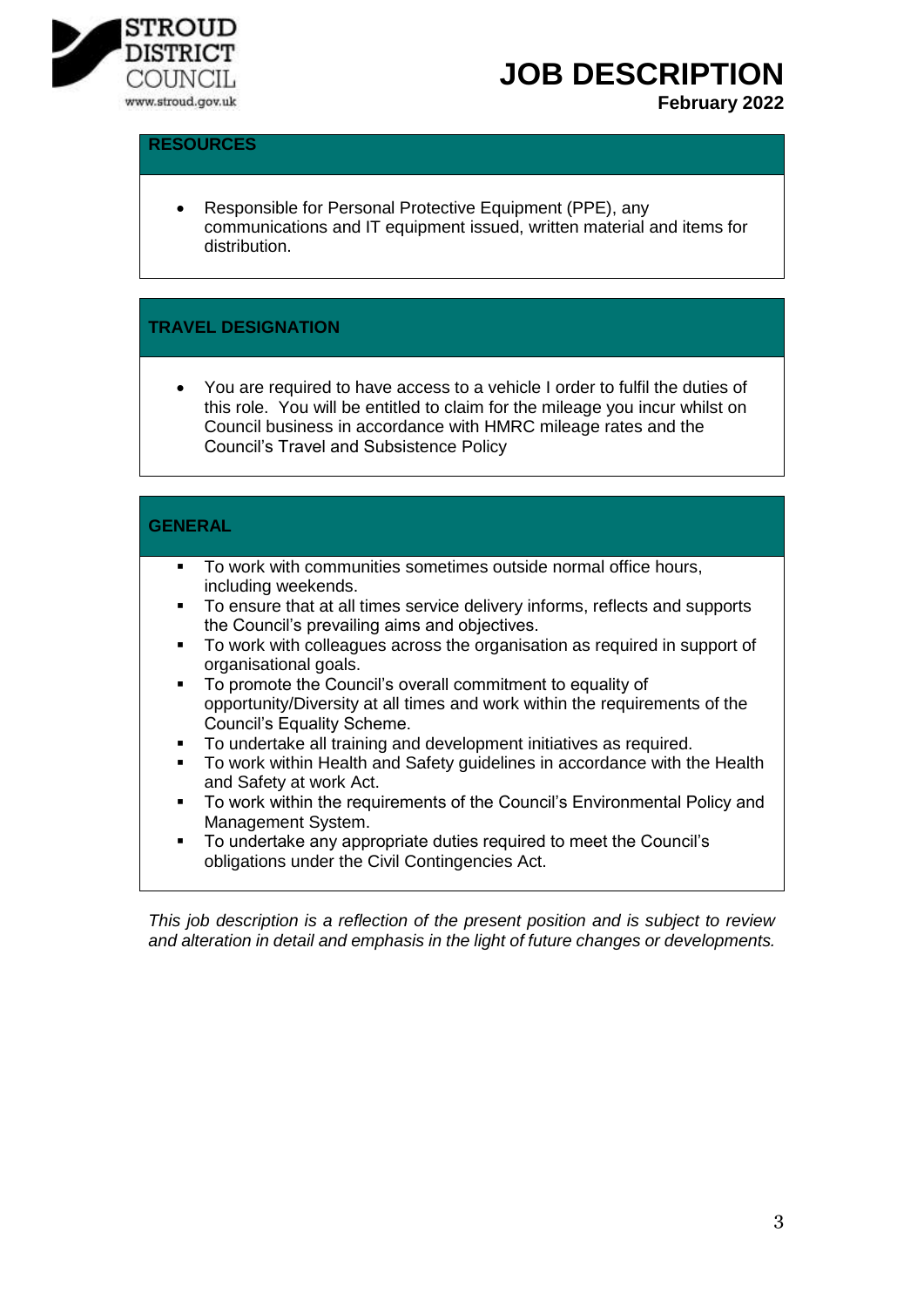# JOB DESCRIPTION

**February 2022**

## RESOURCES

- Responsible for Personal Protective Equipment (PPE), any communications and IT equipment issued, written material and items for distribution.

## TRAVEL DESIGNATION

- You are required to have access to a vehicle I order to fulfil the duties of this role. You will be entitled to claim for the mileage you incur whilst on Council business in accordance with HMRC mileage rates and the Council's Travel and Subsistence Policy

## GENERAL

- To work with communities sometimes outside normal office hours, including weekends.
- To ensure that at all times service delivery informs, reflects and supports the Council's prevailing aims and objectives.
- To work with colleagues across the organisation as required in support of organisational goals.
- To promote the Council's overall commitment to equality of opportunity/Diversity at all times and work within the requirements of the Council's Equality Scheme.
- To undertake all training and development initiatives as required.
- To work within Health and Safety guidelines in accordance with the Health and Safety at work Act.
- To work within the requirements of the Council's Environmental Policy and Management System.
- To undertake any appropriate duties required to meet the Council's obligations under the Civil Contingencies Act.

*This job description is a reflection of the present position and is subject to review and alteration in detail and emphasis in the light of future changes or developments.*